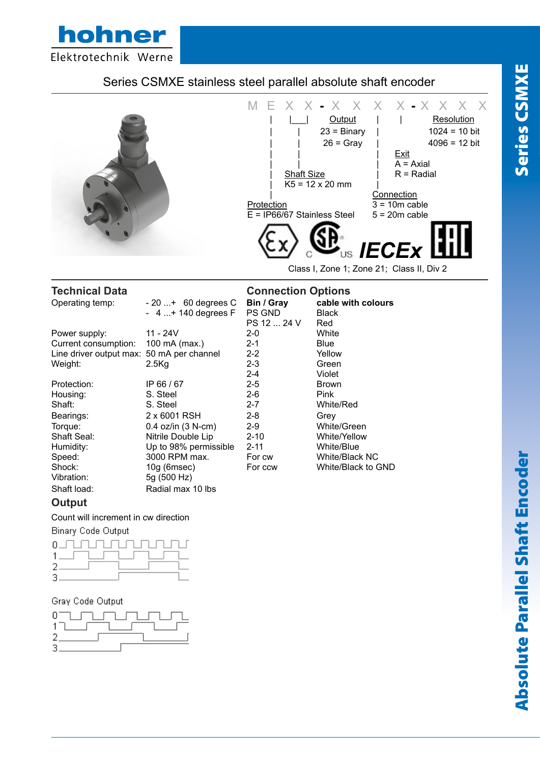# Series CSMXE stainless steel parallel absolute shaft encoder

M E X X - X X X X - X X X X

- **Output**: 23 = Binary; 26 = Gray
- **Resolution**: 1024 = 10 bit; 4096 = 12 bit
- **Exit**: A = Axial; R = Radial
- **Shaft Size**: K5 = 12 x 20 mm
- **Connection**: 3 = 10m cable; 5 = 20m cable
- **Protection**: E = IP66/67 Stainless Steel

IECEx

Class I, Zone 1; Zone 21; Class II, Div 2

## Technical Data

| | |
|---|---|
| Operating temp: | - 20 ...+ 60 degrees C<br>- 4 ...+ 140 degrees F |
| Power supply: | 11 - 24V |
| Current consumption: | 100 mA (max.) |
| Line driver output max: | 50 mA per channel |
| Weight: | 2.5Kg |
| Protection: | IP 66 / 67 |
| Housing: | S. Steel |
| Shaft: | S. Steel |
| Bearings: | 2 x 6001 RSH |
| Torque: | 0.4 oz/in (3 N-cm) |
| Shaft Seal: | Nitrile Double Lip |
| Humidity: | Up to 98% permissible |
| Speed: | 3000 RPM max. |
| Shock: | 10g (6msec) |
| Vibration: | 5g (500 Hz) |
| Shaft load: | Radial max 10 lbs |

## Connection Options

| Bin / Gray | cable with colours |
|---|---|
| PS GND | Black |
| PS 12 ... 24 V | Red |
| 2-0 | White |
| 2-1 | Blue |
| 2-2 | Yellow |
| 2-3 | Green |
| 2-4 | Violet |
| 2-5 | Brown |
| 2-6 | Pink |
| 2-7 | White/Red |
| 2-8 | Grey |
| 2-9 | White/Green |
| 2-10 | White/Yellow |
| 2-11 | White/Blue |
| For cw | White/Black NC |
| For ccw | White/Black to GND |

## Output

Count will increment in cw direction

Binary Code Output

Gray Code Output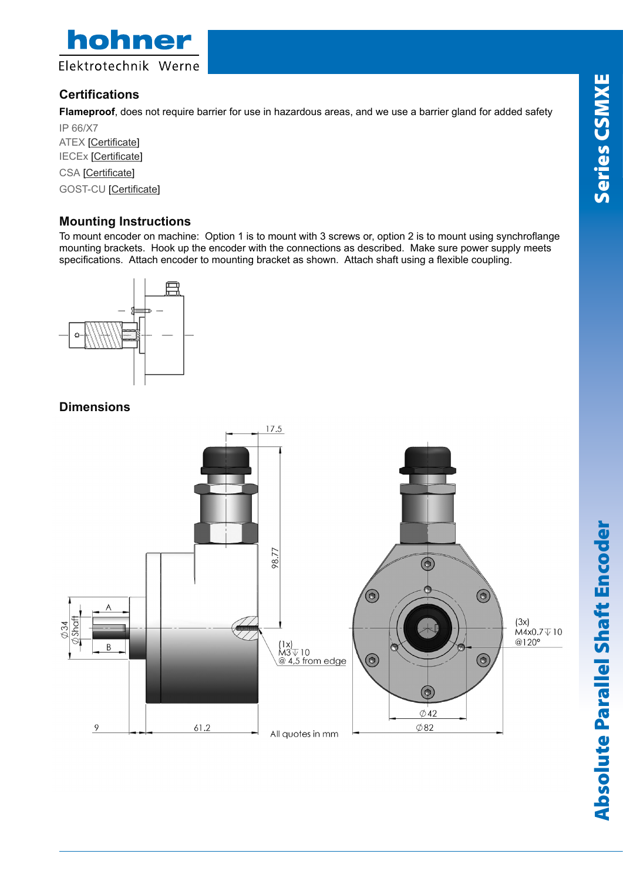## Certifications

**Flameproof**, does not require barrier for use in hazardous areas, and we use a barrier gland for added safety

IP 66/X7

ATEX [Certificate]

IECEx [Certificate]

CSA [Certificate]

GOST-CU [Certificate]

## Mounting Instructions

To mount encoder on machine: Option 1 is to mount with 3 screws or, option 2 is to mount using synchroflange mounting brackets. Hook up the encoder with the connections as described. Make sure power supply meets specifications. Attach encoder to mounting bracket as shown. Attach shaft using a flexible coupling.

## Dimensions

17.5

98.77

∅34

∅Shaft

A

B

(1x)
M3 ↧ 10
@ 4,5 from edge

(3x)
M4x0.7 ↧ 10
@120°

∅42

∅82

9

61.2

All quotes in mm